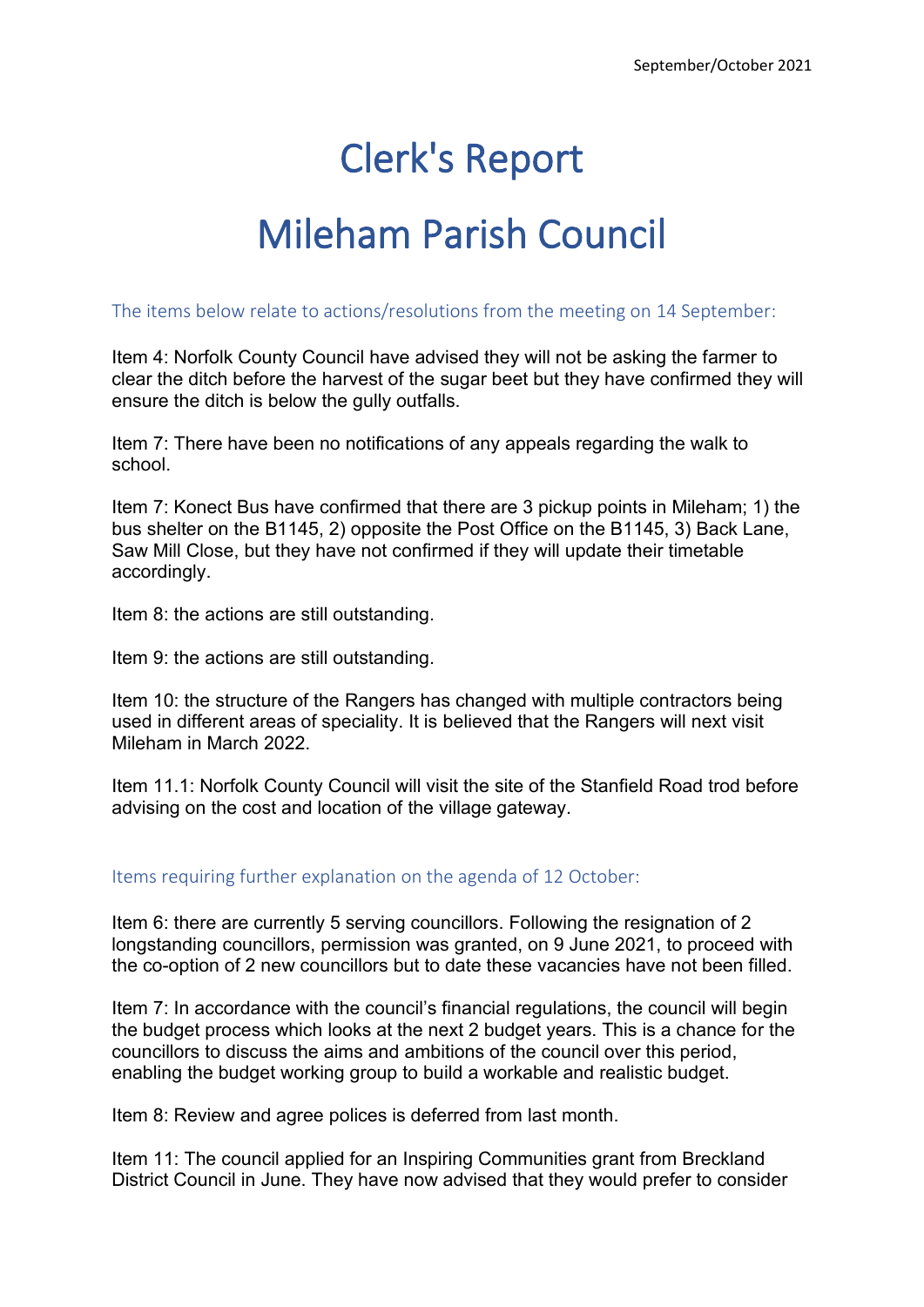September/October 2021

# Clerk's Report

# Mileham Parish Council

## The items below relate to actions/resolutions from the meeting on 14 September:

Item 4: Norfolk County Council have advised they will not be asking the farmer to clear the ditch before the harvest of the sugar beet but they have confirmed they will ensure the ditch is below the gully outfalls.

Item 7: There have been no notifications of any appeals regarding the walk to school.

Item 7: Konect Bus have confirmed that there are 3 pickup points in Mileham; 1) the bus shelter on the B1145, 2) opposite the Post Office on the B1145, 3) Back Lane, Saw Mill Close, but they have not confirmed if they will update their timetable accordingly.

Item 8: the actions are still outstanding.

Item 9: the actions are still outstanding.

Item 10: the structure of the Rangers has changed with multiple contractors being used in different areas of speciality. It is believed that the Rangers will next visit Mileham in March 2022.

Item 11.1: Norfolk County Council will visit the site of the Stanfield Road trod before advising on the cost and location of the village gateway.

## Items requiring further explanation on the agenda of 12 October:

Item 6: there are currently 5 serving councillors. Following the resignation of 2 longstanding councillors, permission was granted, on 9 June 2021, to proceed with the co-option of 2 new councillors but to date these vacancies have not been filled.

Item 7: In accordance with the council's financial regulations, the council will begin the budget process which looks at the next 2 budget years. This is a chance for the councillors to discuss the aims and ambitions of the council over this period, enabling the budget working group to build a workable and realistic budget.

Item 8: Review and agree polices is deferred from last month.

Item 11: The council applied for an Inspiring Communities grant from Breckland District Council in June. They have now advised that they would prefer to consider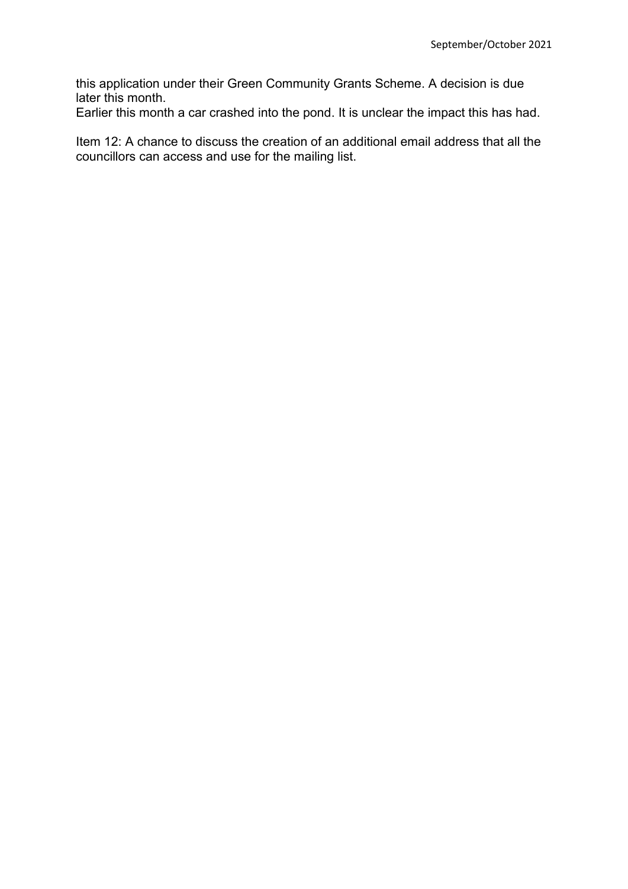this application under their Green Community Grants Scheme. A decision is due later this month.
Earlier this month a car crashed into the pond. It is unclear the impact this has had.

Item 12: A chance to discuss the creation of an additional email address that all the councillors can access and use for the mailing list.